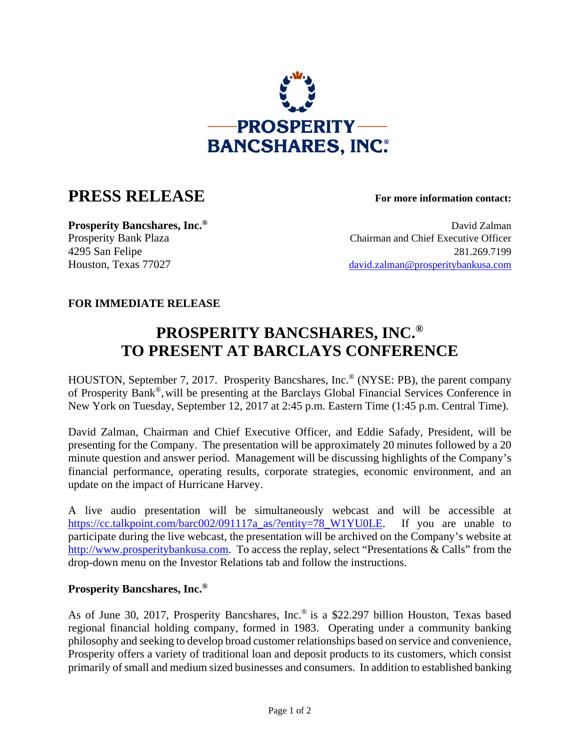PROSPERITY
BANCSHARES, INC.®

# PRESS RELEASE

**For more information contact:**

**Prosperity Bancshares, Inc.®**
Prosperity Bank Plaza
4295 San Felipe
Houston, Texas 77027

David Zalman
Chairman and Chief Executive Officer
281.269.7199
david.zalman@prosperitybankusa.com

**FOR IMMEDIATE RELEASE**

## PROSPERITY BANCSHARES, INC.® TO PRESENT AT BARCLAYS CONFERENCE

HOUSTON, September 7, 2017. Prosperity Bancshares, Inc.® (NYSE: PB), the parent company of Prosperity Bank®, will be presenting at the Barclays Global Financial Services Conference in New York on Tuesday, September 12, 2017 at 2:45 p.m. Eastern Time (1:45 p.m. Central Time).

David Zalman, Chairman and Chief Executive Officer, and Eddie Safady, President, will be presenting for the Company. The presentation will be approximately 20 minutes followed by a 20 minute question and answer period. Management will be discussing highlights of the Company's financial performance, operating results, corporate strategies, economic environment, and an update on the impact of Hurricane Harvey.

A live audio presentation will be simultaneously webcast and will be accessible at https://cc.talkpoint.com/barc002/091117a_as/?entity=78_W1YU0LE. If you are unable to participate during the live webcast, the presentation will be archived on the Company's website at http://www.prosperitybankusa.com. To access the replay, select "Presentations & Calls" from the drop-down menu on the Investor Relations tab and follow the instructions.

**Prosperity Bancshares, Inc.®**

As of June 30, 2017, Prosperity Bancshares, Inc.® is a $22.297 billion Houston, Texas based regional financial holding company, formed in 1983. Operating under a community banking philosophy and seeking to develop broad customer relationships based on service and convenience, Prosperity offers a variety of traditional loan and deposit products to its customers, which consist primarily of small and medium sized businesses and consumers. In addition to established banking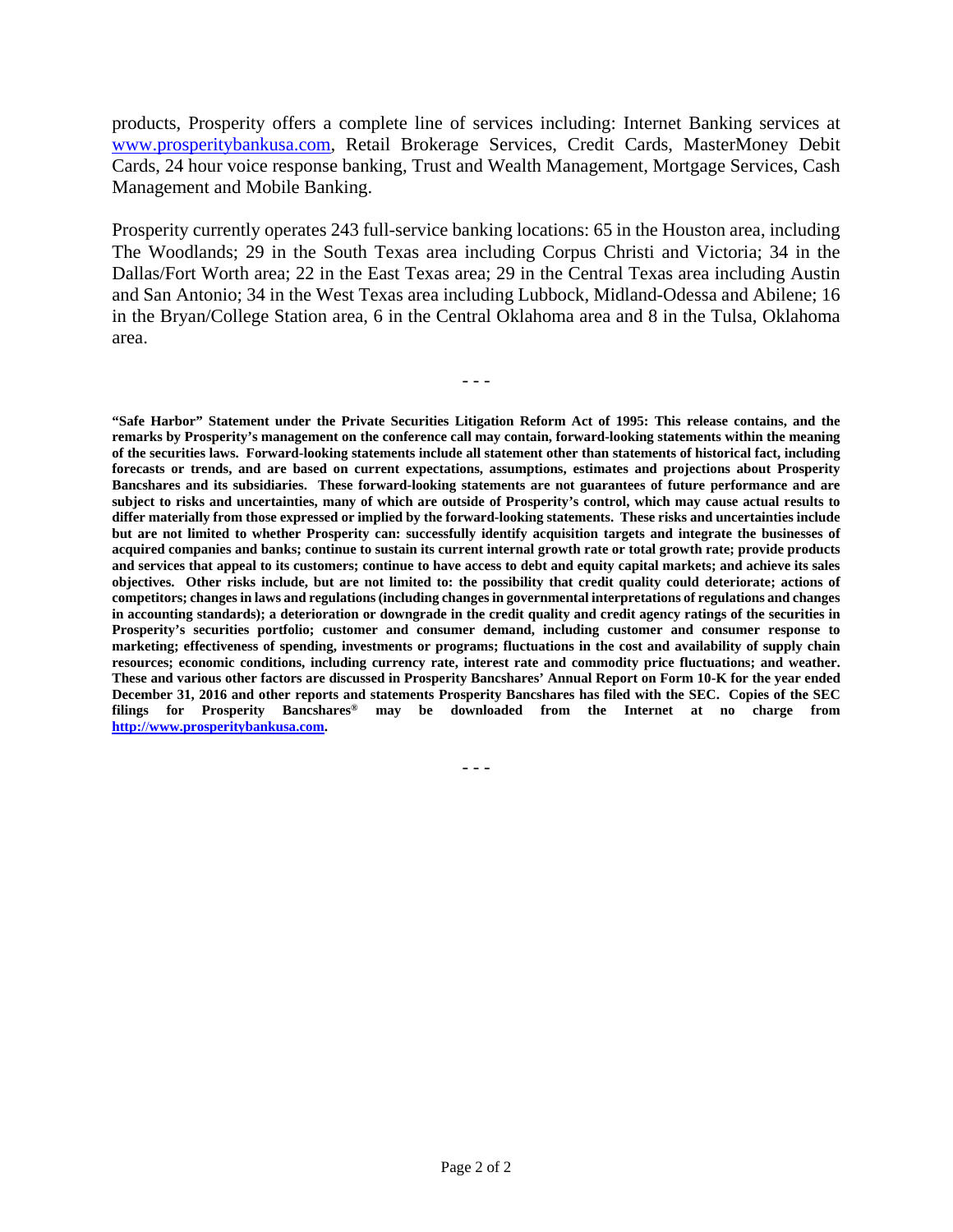products, Prosperity offers a complete line of services including: Internet Banking services at www.prosperitybankusa.com, Retail Brokerage Services, Credit Cards, MasterMoney Debit Cards, 24 hour voice response banking, Trust and Wealth Management, Mortgage Services, Cash Management and Mobile Banking.

Prosperity currently operates 243 full-service banking locations: 65 in the Houston area, including The Woodlands; 29 in the South Texas area including Corpus Christi and Victoria; 34 in the Dallas/Fort Worth area; 22 in the East Texas area; 29 in the Central Texas area including Austin and San Antonio; 34 in the West Texas area including Lubbock, Midland-Odessa and Abilene; 16 in the Bryan/College Station area, 6 in the Central Oklahoma area and 8 in the Tulsa, Oklahoma area.

- - -

**"Safe Harbor" Statement under the Private Securities Litigation Reform Act of 1995: This release contains, and the remarks by Prosperity's management on the conference call may contain, forward-looking statements within the meaning of the securities laws. Forward-looking statements include all statement other than statements of historical fact, including forecasts or trends, and are based on current expectations, assumptions, estimates and projections about Prosperity Bancshares and its subsidiaries. These forward-looking statements are not guarantees of future performance and are subject to risks and uncertainties, many of which are outside of Prosperity's control, which may cause actual results to differ materially from those expressed or implied by the forward-looking statements. These risks and uncertainties include but are not limited to whether Prosperity can: successfully identify acquisition targets and integrate the businesses of acquired companies and banks; continue to sustain its current internal growth rate or total growth rate; provide products and services that appeal to its customers; continue to have access to debt and equity capital markets; and achieve its sales objectives. Other risks include, but are not limited to: the possibility that credit quality could deteriorate; actions of competitors; changes in laws and regulations (including changes in governmental interpretations of regulations and changes in accounting standards); a deterioration or downgrade in the credit quality and credit agency ratings of the securities in Prosperity's securities portfolio; customer and consumer demand, including customer and consumer response to marketing; effectiveness of spending, investments or programs; fluctuations in the cost and availability of supply chain resources; economic conditions, including currency rate, interest rate and commodity price fluctuations; and weather. These and various other factors are discussed in Prosperity Bancshares' Annual Report on Form 10-K for the year ended December 31, 2016 and other reports and statements Prosperity Bancshares has filed with the SEC. Copies of the SEC filings for Prosperity Bancshares® may be downloaded from the Internet at no charge from http://www.prosperitybankusa.com.**

- - -